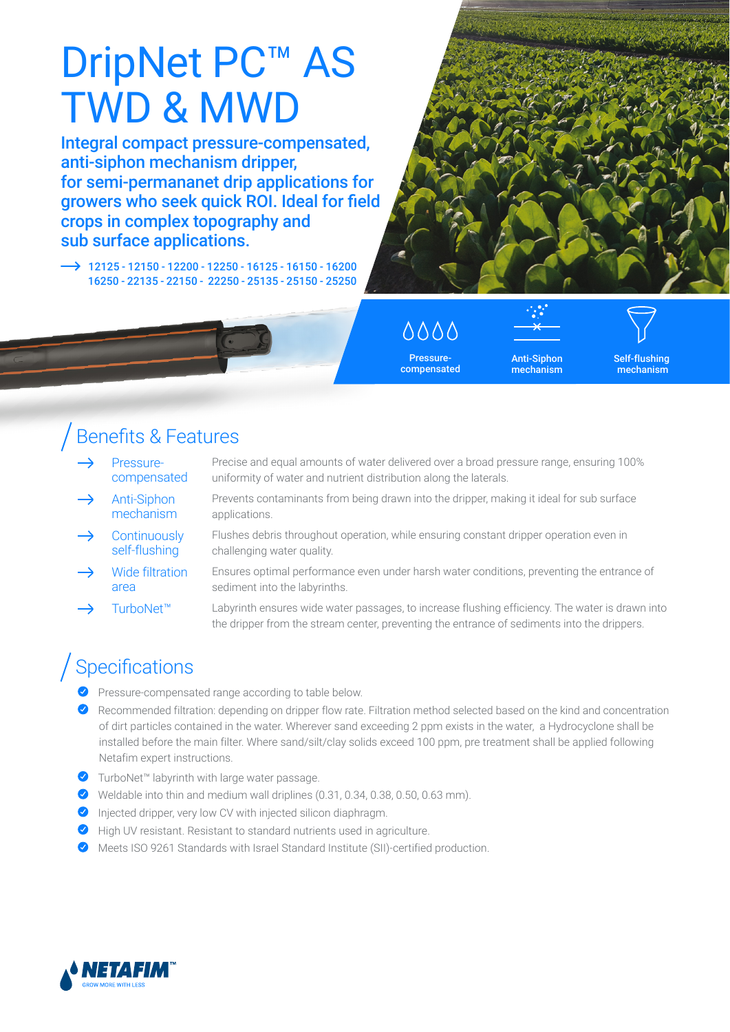# DripNet PC™ AS TWD & MWD

**Integral compact pressure-compensated, anti-siphon mechanism dripper, for semi-permananet drip applications for growers who seek quick ROI. Ideal for field crops in complex topography and sub surface applications.**

→ 12125 - 12150 - 12200 - 12250 - 16125 - 16150 - 16200 16250 - 22135 - 22150 - 22250 - 25135 - 25150 - 25250

Pressure-compensated

Anti-Siphon mechanism

Self-flushing mechanism

## Benefits & Features

| | |
|---|---|
| → Pressure-compensated | Precise and equal amounts of water delivered over a broad pressure range, ensuring 100% uniformity of water and nutrient distribution along the laterals. |
| → Anti-Siphon mechanism | Prevents contaminants from being drawn into the dripper, making it ideal for sub surface applications. |
| → Continuously self-flushing | Flushes debris throughout operation, while ensuring constant dripper operation even in challenging water quality. |
| → Wide filtration area | Ensures optimal performance even under harsh water conditions, preventing the entrance of sediment into the labyrinths. |
| → TurboNet™ | Labyrinth ensures wide water passages, to increase flushing efficiency. The water is drawn into the dripper from the stream center, preventing the entrance of sediments into the drippers. |

## Specifications

- Pressure-compensated range according to table below.
- Recommended filtration: depending on dripper flow rate. Filtration method selected based on the kind and concentration of dirt particles contained in the water. Wherever sand exceeding 2 ppm exists in the water, a Hydrocyclone shall be installed before the main filter. Where sand/silt/clay solids exceed 100 ppm, pre treatment shall be applied following Netafim expert instructions.
- TurboNet™ labyrinth with large water passage.
- Weldable into thin and medium wall driplines (0.31, 0.34, 0.38, 0.50, 0.63 mm).
- Injected dripper, very low CV with injected silicon diaphragm.
- High UV resistant. Resistant to standard nutrients used in agriculture.
- Meets ISO 9261 Standards with Israel Standard Institute (SII)-certified production.

NETAFIM™ GROW MORE WITH LESS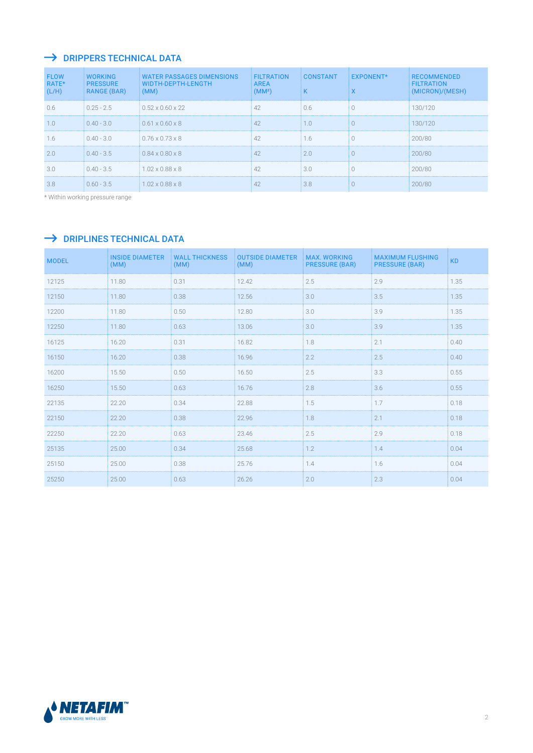## → DRIPPERS TECHNICAL DATA

| FLOW RATE* (L/H) | WORKING PRESSURE RANGE (BAR) | WATER PASSAGES DIMENSIONS WIDTH-DEPTH-LENGTH (MM) | FILTRATION AREA (MM²) | CONSTANT K | EXPONENT* X | RECOMMENDED FILTRATION (MICRON)/(MESH) |
|---|---|---|---|---|---|---|
| 0.6 | 0.25 - 2.5 | 0.52 x 0.60 x 22 | 42 | 0.6 | 0 | 130/120 |
| 1.0 | 0.40 - 3.0 | 0.61 x 0.60 x 8 | 42 | 1.0 | 0 | 130/120 |
| 1.6 | 0.40 - 3.0 | 0.76 x 0.73 x 8 | 42 | 1.6 | 0 | 200/80 |
| 2.0 | 0.40 - 3.5 | 0.84 x 0.80 x 8 | 42 | 2.0 | 0 | 200/80 |
| 3.0 | 0.40 - 3.5 | 1.02 x 0.88 x 8 | 42 | 3.0 | 0 | 200/80 |
| 3.8 | 0.60 - 3.5 | 1.02 x 0.88 x 8 | 42 | 3.8 | 0 | 200/80 |

* Within working pressure range

## → DRIPLINES TECHNICAL DATA

| MODEL | INSIDE DIAMETER (MM) | WALL THICKNESS (MM) | OUTSIDE DIAMETER (MM) | MAX. WORKING PRESSURE (BAR) | MAXIMUM FLUSHING PRESSURE (BAR) | KD |
|---|---|---|---|---|---|---|
| 12125 | 11.80 | 0.31 | 12.42 | 2.5 | 2.9 | 1.35 |
| 12150 | 11.80 | 0.38 | 12.56 | 3.0 | 3.5 | 1.35 |
| 12200 | 11.80 | 0.50 | 12.80 | 3.0 | 3.9 | 1.35 |
| 12250 | 11.80 | 0.63 | 13.06 | 3.0 | 3.9 | 1.35 |
| 16125 | 16.20 | 0.31 | 16.82 | 1.8 | 2.1 | 0.40 |
| 16150 | 16.20 | 0.38 | 16.96 | 2.2 | 2.5 | 0.40 |
| 16200 | 15.50 | 0.50 | 16.50 | 2.5 | 3.3 | 0.55 |
| 16250 | 15.50 | 0.63 | 16.76 | 2.8 | 3.6 | 0.55 |
| 22135 | 22.20 | 0.34 | 22.88 | 1.5 | 1.7 | 0.18 |
| 22150 | 22.20 | 0.38 | 22.96 | 1.8 | 2.1 | 0.18 |
| 22250 | 22.20 | 0.63 | 23.46 | 2.5 | 2.9 | 0.18 |
| 25135 | 25.00 | 0.34 | 25.68 | 1.2 | 1.4 | 0.04 |
| 25150 | 25.00 | 0.38 | 25.76 | 1.4 | 1.6 | 0.04 |
| 25250 | 25.00 | 0.63 | 26.26 | 2.0 | 2.3 | 0.04 |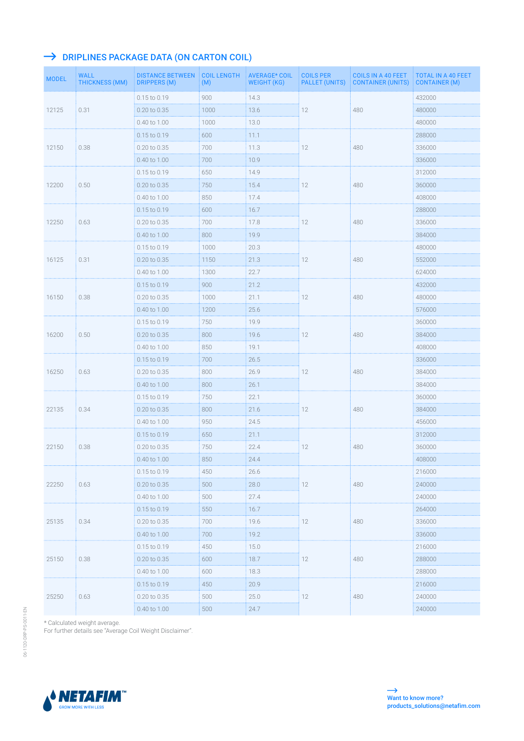## → DRIPLINES PACKAGE DATA (ON CARTON COIL)

| MODEL | WALL THICKNESS (MM) | DISTANCE BETWEEN DRIPPERS (M) | COIL LENGTH (M) | AVERAGE* COIL WEIGHT (KG) | COILS PER PALLET (UNITS) | COILS IN A 40 FEET CONTAINER (UNITS) | TOTAL IN A 40 FEET CONTAINER (M) |
|---|---|---|---|---|---|---|---|
| 12125 | 0.31 | 0.15 to 0.19 | 900 | 14.3 | 12 | 480 | 432000 |
| | | 0.20 to 0.35 | 1000 | 13.6 | | | 480000 |
| | | 0.40 to 1.00 | 1000 | 13.0 | | | 480000 |
| 12150 | 0.38 | 0.15 to 0.19 | 600 | 11.1 | 12 | 480 | 288000 |
| | | 0.20 to 0.35 | 700 | 11.3 | | | 336000 |
| | | 0.40 to 1.00 | 700 | 10.9 | | | 336000 |
| 12200 | 0.50 | 0.15 to 0.19 | 650 | 14.9 | 12 | 480 | 312000 |
| | | 0.20 to 0.35 | 750 | 15.4 | | | 360000 |
| | | 0.40 to 1.00 | 850 | 17.4 | | | 408000 |
| 12250 | 0.63 | 0.15 to 0.19 | 600 | 16.7 | 12 | 480 | 288000 |
| | | 0.20 to 0.35 | 700 | 17.8 | | | 336000 |
| | | 0.40 to 1.00 | 800 | 19.9 | | | 384000 |
| 16125 | 0.31 | 0.15 to 0.19 | 1000 | 20.3 | 12 | 480 | 480000 |
| | | 0.20 to 0.35 | 1150 | 21.3 | | | 552000 |
| | | 0.40 to 1.00 | 1300 | 22.7 | | | 624000 |
| 16150 | 0.38 | 0.15 to 0.19 | 900 | 21.2 | 12 | 480 | 432000 |
| | | 0.20 to 0.35 | 1000 | 21.1 | | | 480000 |
| | | 0.40 to 1.00 | 1200 | 25.6 | | | 576000 |
| 16200 | 0.50 | 0.15 to 0.19 | 750 | 19.9 | 12 | 480 | 360000 |
| | | 0.20 to 0.35 | 800 | 19.6 | | | 384000 |
| | | 0.40 to 1.00 | 850 | 19.1 | | | 408000 |
| 16250 | 0.63 | 0.15 to 0.19 | 700 | 26.5 | 12 | 480 | 336000 |
| | | 0.20 to 0.35 | 800 | 26.9 | | | 384000 |
| | | 0.40 to 1.00 | 800 | 26.1 | | | 384000 |
| 22135 | 0.34 | 0.15 to 0.19 | 750 | 22.1 | 12 | 480 | 360000 |
| | | 0.20 to 0.35 | 800 | 21.6 | | | 384000 |
| | | 0.40 to 1.00 | 950 | 24.5 | | | 456000 |
| 22150 | 0.38 | 0.15 to 0.19 | 650 | 21.1 | 12 | 480 | 312000 |
| | | 0.20 to 0.35 | 750 | 22.4 | | | 360000 |
| | | 0.40 to 1.00 | 850 | 24.4 | | | 408000 |
| 22250 | 0.63 | 0.15 to 0.19 | 450 | 26.6 | 12 | 480 | 216000 |
| | | 0.20 to 0.35 | 500 | 28.0 | | | 240000 |
| | | 0.40 to 1.00 | 500 | 27.4 | | | 240000 |
| 25135 | 0.34 | 0.15 to 0.19 | 550 | 16.7 | 12 | 480 | 264000 |
| | | 0.20 to 0.35 | 700 | 19.6 | | | 336000 |
| | | 0.40 to 1.00 | 700 | 19.2 | | | 336000 |
| 25150 | 0.38 | 0.15 to 0.19 | 450 | 15.0 | 12 | 480 | 216000 |
| | | 0.20 to 0.35 | 600 | 18.7 | | | 288000 |
| | | 0.40 to 1.00 | 600 | 18.3 | | | 288000 |
| 25250 | 0.63 | 0.15 to 0.19 | 450 | 20.9 | 12 | 480 | 216000 |
| | | 0.20 to 0.35 | 500 | 25.0 | | | 240000 |
| | | 0.40 to 1.00 | 500 | 24.7 | | | 240000 |

* Calculated weight average.
For further details see "Average Coil Weight Disclaimer".

06-1120-DRP-PS-0011-EN

NETAFIM™
GROW MORE WITH LESS

→
Want to know more?
products_solutions@netafim.com